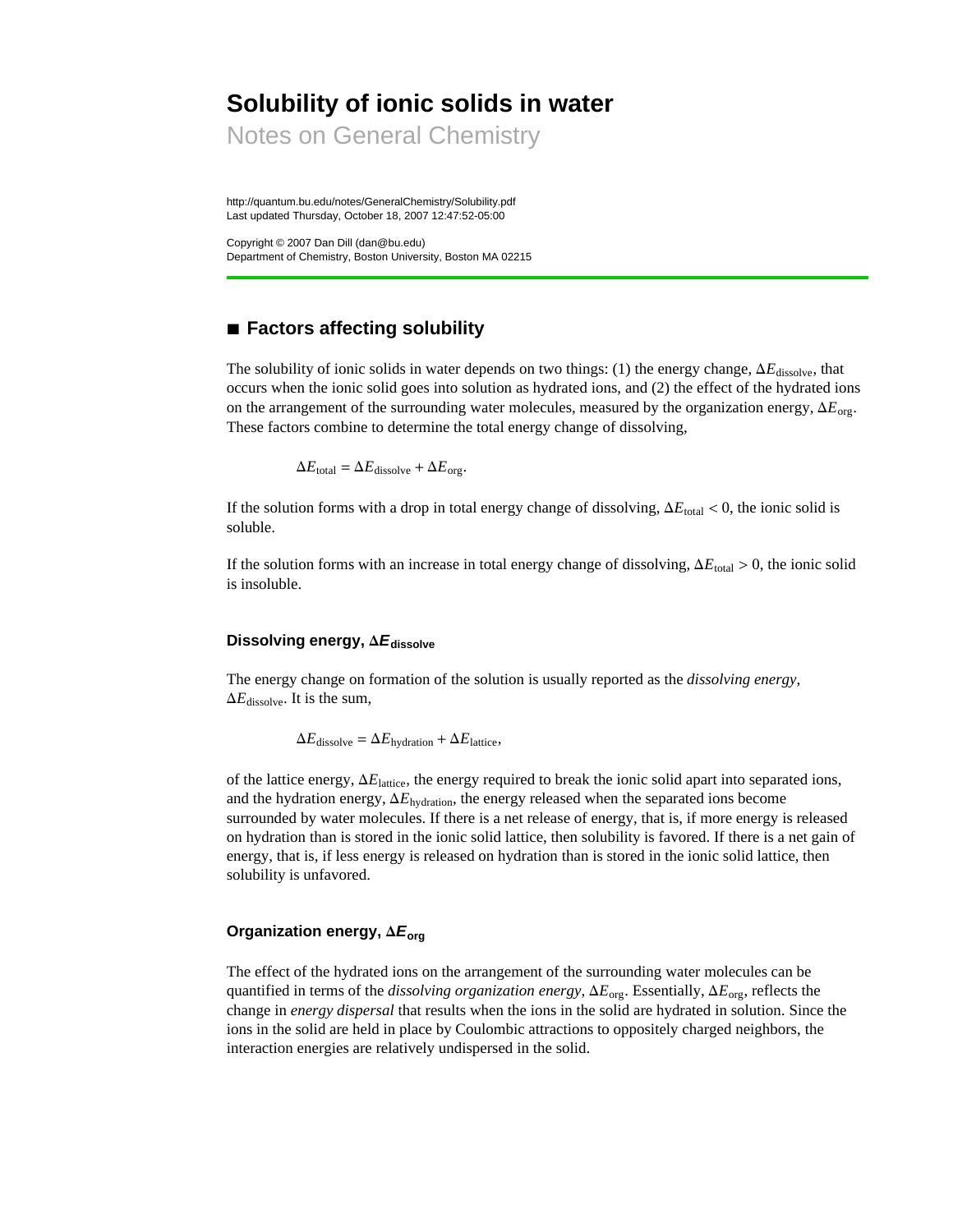# Solubility of ionic solids in water

Notes on General Chemistry

http://quantum.bu.edu/notes/GeneralChemistry/Solubility.pdf
Last updated Thursday, October 18, 2007 12:47:52-05:00

Copyright © 2007 Dan Dill (dan@bu.edu)
Department of Chemistry, Boston University, Boston MA 02215

## ■ Factors affecting solubility

The solubility of ionic solids in water depends on two things: (1) the energy change, $\Delta E_{\text{dissolve}}$, that occurs when the ionic solid goes into solution as hydrated ions, and (2) the effect of the hydrated ions on the arrangement of the surrounding water molecules, measured by the organization energy, $\Delta E_{\text{org}}$. These factors combine to determine the total energy change of dissolving,

$$\Delta E_{\text{total}} = \Delta E_{\text{dissolve}} + \Delta E_{\text{org}}.$$

If the solution forms with a drop in total energy change of dissolving, $\Delta E_{\text{total}} < 0$, the ionic solid is soluble.

If the solution forms with an increase in total energy change of dissolving, $\Delta E_{\text{total}} > 0$, the ionic solid is insoluble.

### Dissolving energy, $\Delta E_{\text{dissolve}}$

The energy change on formation of the solution is usually reported as the *dissolving energy*, $\Delta E_{\text{dissolve}}$. It is the sum,

$$\Delta E_{\text{dissolve}} = \Delta E_{\text{hydration}} + \Delta E_{\text{lattice}},$$

of the lattice energy, $\Delta E_{\text{lattice}}$, the energy required to break the ionic solid apart into separated ions, and the hydration energy, $\Delta E_{\text{hydration}}$, the energy released when the separated ions become surrounded by water molecules. If there is a net release of energy, that is, if more energy is released on hydration than is stored in the ionic solid lattice, then solubility is favored. If there is a net gain of energy, that is, if less energy is released on hydration than is stored in the ionic solid lattice, then solubility is unfavored.

### Organization energy, $\Delta E_{\text{org}}$

The effect of the hydrated ions on the arrangement of the surrounding water molecules can be quantified in terms of the *dissolving organization energy*, $\Delta E_{\text{org}}$. Essentially, $\Delta E_{\text{org}}$, reflects the change in *energy dispersal* that results when the ions in the solid are hydrated in solution. Since the ions in the solid are held in place by Coulombic attractions to oppositely charged neighbors, the interaction energies are relatively undispersed in the solid.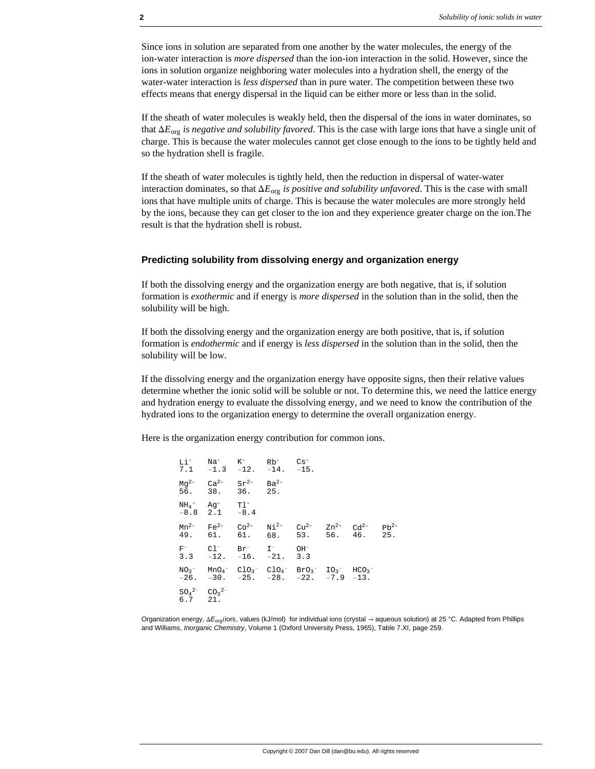Since ions in solution are separated from one another by the water molecules, the energy of the ion-water interaction is *more dispersed* than the ion-ion interaction in the solid. However, since the ions in solution organize neighboring water molecules into a hydration shell, the energy of the water-water interaction is *less dispersed* than in pure water. The competition between these two effects means that energy dispersal in the liquid can be either more or less than in the solid.

If the sheath of water molecules is weakly held, then the dispersal of the ions in water dominates, so that $\Delta E_{\text{org}}$ *is negative and solubility favored*. This is the case with large ions that have a single unit of charge. This is because the water molecules cannot get close enough to the ions to be tightly held and so the hydration shell is fragile.

If the sheath of water molecules is tightly held, then the reduction in dispersal of water-water interaction dominates, so that $\Delta E_{\text{org}}$ *is positive and solubility unfavored*. This is the case with small ions that have multiple units of charge. This is because the water molecules are more strongly held by the ions, because they can get closer to the ion and they experience greater charge on the ion.The result is that the hydration shell is robust.

### Predicting solubility from dissolving energy and organization energy

If both the dissolving energy and the organization energy are both negative, that is, if solution formation is *exothermic* and if energy is *more dispersed* in the solution than in the solid, then the solubility will be high.

If both the dissolving energy and the organization energy are both positive, that is, if solution formation is *endothermic* and if energy is *less dispersed* in the solution than in the solid, then the solubility will be low.

If the dissolving energy and the organization energy have opposite signs, then their relative values determine whether the ionic solid will be soluble or not. To determine this, we need the lattice energy and hydration energy to evaluate the dissolving energy, and we need to know the contribution of the hydrated ions to the organization energy to determine the overall organization energy.

Here is the organization energy contribution for common ions.

| | | | | | | | |
|---|---|---|---|---|---|---|---|
| $Li^+$ | $Na^+$ | $K^+$ | $Rb^+$ | $Cs^+$ | | | |
| 7.1 | −1.3 | −12. | −14. | −15. | | | |
| $Mg^{2+}$ | $Ca^{2+}$ | $Sr^{2+}$ | $Ba^{2+}$ | | | | |
| 56. | 38. | 36. | 25. | | | | |
| $NH_4^+$ | $Ag^+$ | $Tl^+$ | | | | | |
| −8.8 | 2.1 | −8.4 | | | | | |
| $Mn^{2+}$ | $Fe^{2+}$ | $Co^{2+}$ | $Ni^{2+}$ | $Cu^{2+}$ | $Zn^{2+}$ | $Cd^{2+}$ | $Pb^{2+}$ |
| 49. | 61. | 61. | 68. | 53. | 56. | 46. | 25. |
| $F^-$ | $Cl^-$ | $Br^-$ | $I^-$ | $OH^-$ | | | |
| 3.3 | −12. | −16. | −21. | 3.3 | | | |
| $NO_3^-$ | $MnO_4^-$ | $ClO_3^-$ | $ClO_4^-$ | $BrO_3^-$ | $IO_3^-$ | $HCO_3^-$ | |
| −26. | −30. | −25. | −28. | −22. | −7.9 | −13. | |
| $SO_4^{2-}$ | $CO_3^{2-}$ | | | | | | |
| 6.7 | 21. | | | | | | |

Organization energy, $\Delta E_{\text{org}}(\text{ion})$, values (kJ/mol) for individual ions (crystal → aqueous solution) at 25 °C. Adapted from Phillips and Williams, *Inorganic Chemistry*, Volume 1 (Oxford University Press, 1965), Table 7.XI, page 259.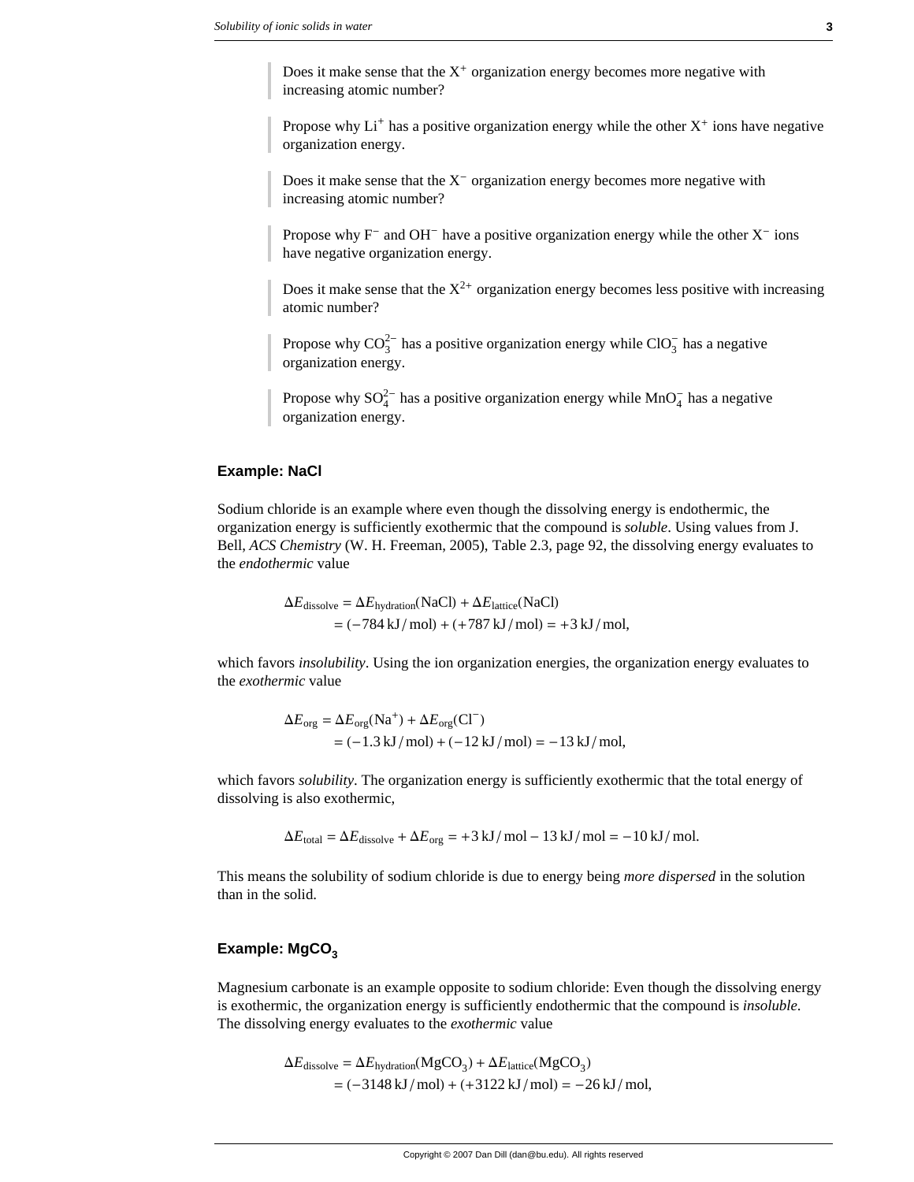> Does it make sense that the $X^+$ organization energy becomes more negative with increasing atomic number?

> Propose why $Li^+$ has a positive organization energy while the other $X^+$ ions have negative organization energy.

> Does it make sense that the $X^-$ organization energy becomes more negative with increasing atomic number?

> Propose why $F^-$ and $OH^-$ have a positive organization energy while the other $X^-$ ions have negative organization energy.

> Does it make sense that the $X^{2+}$ organization energy becomes less positive with increasing atomic number?

> Propose why $CO_3^{2-}$ has a positive organization energy while $ClO_3^-$ has a negative organization energy.

> Propose why $SO_4^{2-}$ has a positive organization energy while $MnO_4^-$ has a negative organization energy.

### Example: NaCl

Sodium chloride is an example where even though the dissolving energy is endothermic, the organization energy is sufficiently exothermic that the compound is *soluble*. Using values from J. Bell, *ACS Chemistry* (W. H. Freeman, 2005), Table 2.3, page 92, the dissolving energy evaluates to the *endothermic* value

$$
\begin{aligned}
\Delta E_{\text{dissolve}} &= \Delta E_{\text{hydration}}(\text{NaCl}) + \Delta E_{\text{lattice}}(\text{NaCl}) \\
&= (-784\ \text{kJ/mol}) + (+787\ \text{kJ/mol}) = +3\ \text{kJ/mol},
\end{aligned}
$$

which favors *insolubility*. Using the ion organization energies, the organization energy evaluates to the *exothermic* value

$$
\begin{aligned}
\Delta E_{\text{org}} &= \Delta E_{\text{org}}(\text{Na}^+) + \Delta E_{\text{org}}(\text{Cl}^-) \\
&= (-1.3\ \text{kJ/mol}) + (-12\ \text{kJ/mol}) = -13\ \text{kJ/mol},
\end{aligned}
$$

which favors *solubility*. The organization energy is sufficiently exothermic that the total energy of dissolving is also exothermic,

$$
\Delta E_{\text{total}} = \Delta E_{\text{dissolve}} + \Delta E_{\text{org}} = +3\ \text{kJ/mol} - 13\ \text{kJ/mol} = -10\ \text{kJ/mol}.
$$

This means the solubility of sodium chloride is due to energy being *more dispersed* in the solution than in the solid.

### Example: $MgCO_3$

Magnesium carbonate is an example opposite to sodium chloride: Even though the dissolving energy is exothermic, the organization energy is sufficiently endothermic that the compound is *insoluble*. The dissolving energy evaluates to the *exothermic* value

$$
\begin{aligned}
\Delta E_{\text{dissolve}} &= \Delta E_{\text{hydration}}(\text{MgCO}_3) + \Delta E_{\text{lattice}}(\text{MgCO}_3) \\
&= (-3148\ \text{kJ/mol}) + (+3122\ \text{kJ/mol}) = -26\ \text{kJ/mol},
\end{aligned}
$$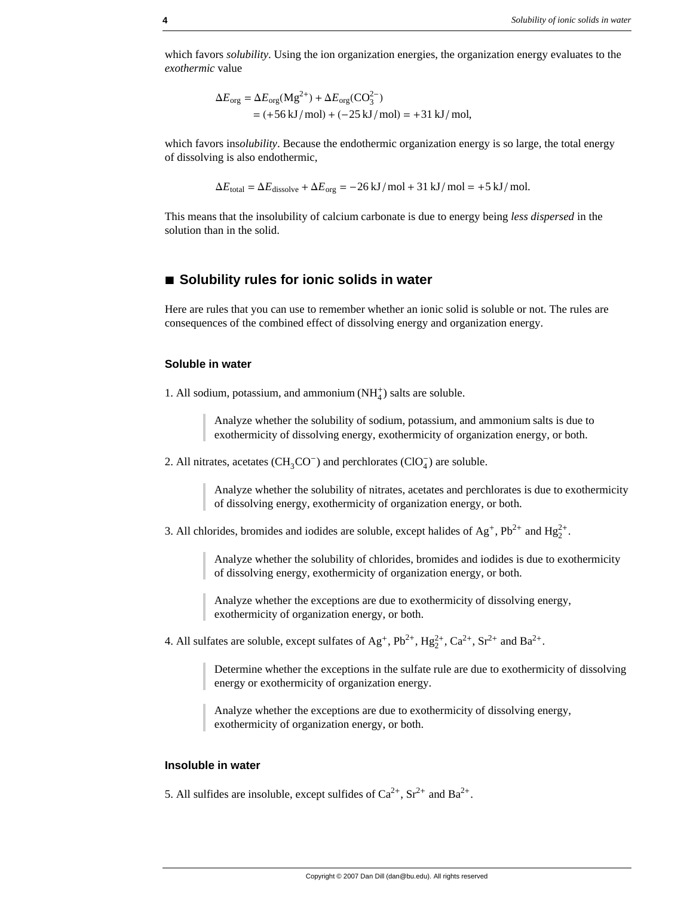which favors *solubility*. Using the ion organization energies, the organization energy evaluates to the *exothermic* value

$$
\begin{aligned}
\Delta E_{\text{org}} &= \Delta E_{\text{org}}(\text{Mg}^{2+}) + \Delta E_{\text{org}}(\text{CO}_3^{2-}) \\
&= (+56\,\text{kJ/mol}) + (-25\,\text{kJ/mol}) = +31\,\text{kJ/mol},
\end{aligned}
$$

which favors ins*olubility*. Because the endothermic organization energy is so large, the total energy of dissolving is also endothermic,

$$\Delta E_{\text{total}} = \Delta E_{\text{dissolve}} + \Delta E_{\text{org}} = -26\,\text{kJ/mol} + 31\,\text{kJ/mol} = +5\,\text{kJ/mol}.$$

This means that the insolubility of calcium carbonate is due to energy being *less dispersed* in the solution than in the solid.

## ■ Solubility rules for ionic solids in water

Here are rules that you can use to remember whether an ionic solid is soluble or not. The rules are consequences of the combined effect of dissolving energy and organization energy.

### Soluble in water

1. All sodium, potassium, and ammonium ($NH_4^+$) salts are soluble.

> Analyze whether the solubility of sodium, potassium, and ammonium salts is due to exothermicity of dissolving energy, exothermicity of organization energy, or both.

2. All nitrates, acetates ($CH_3CO^-$) and perchlorates ($ClO_4^-$) are soluble.

> Analyze whether the solubility of nitrates, acetates and perchlorates is due to exothermicity of dissolving energy, exothermicity of organization energy, or both.

3. All chlorides, bromides and iodides are soluble, except halides of $Ag^+$, $Pb^{2+}$ and $Hg_2^{2+}$.

> Analyze whether the solubility of chlorides, bromides and iodides is due to exothermicity of dissolving energy, exothermicity of organization energy, or both.

> Analyze whether the exceptions are due to exothermicity of dissolving energy, exothermicity of organization energy, or both.

4. All sulfates are soluble, except sulfates of $Ag^+$, $Pb^{2+}$, $Hg_2^{2+}$, $Ca^{2+}$, $Sr^{2+}$ and $Ba^{2+}$.

> Determine whether the exceptions in the sulfate rule are due to exothermicity of dissolving energy or exothermicity of organization energy.

> Analyze whether the exceptions are due to exothermicity of dissolving energy, exothermicity of organization energy, or both.

### Insoluble in water

5. All sulfides are insoluble, except sulfides of $Ca^{2+}$, $Sr^{2+}$ and $Ba^{2+}$.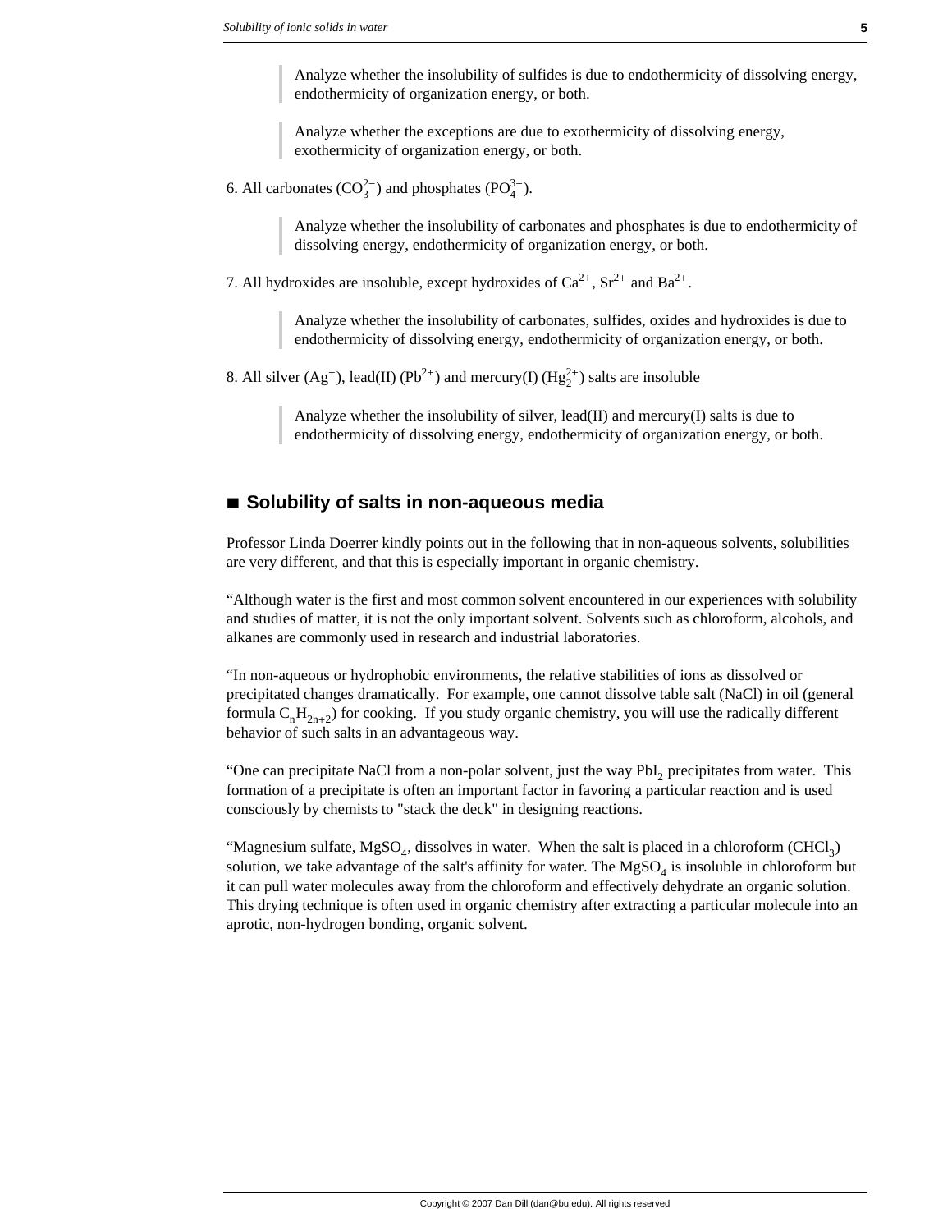> Analyze whether the insolubility of sulfides is due to endothermicity of dissolving energy, endothermicity of organization energy, or both.

> Analyze whether the exceptions are due to exothermicity of dissolving energy, exothermicity of organization energy, or both.

6. All carbonates ($CO_3^{2-}$) and phosphates ($PO_4^{3-}$).

> Analyze whether the insolubility of carbonates and phosphates is due to endothermicity of dissolving energy, endothermicity of organization energy, or both.

7. All hydroxides are insoluble, except hydroxides of $Ca^{2+}$, $Sr^{2+}$ and $Ba^{2+}$.

> Analyze whether the insolubility of carbonates, sulfides, oxides and hydroxides is due to endothermicity of dissolving energy, endothermicity of organization energy, or both.

8. All silver ($Ag^{+}$), lead(II) ($Pb^{2+}$) and mercury(I) ($Hg_2^{2+}$) salts are insoluble

> Analyze whether the insolubility of silver, lead(II) and mercury(I) salts is due to endothermicity of dissolving energy, endothermicity of organization energy, or both.

## ■ Solubility of salts in non-aqueous media

Professor Linda Doerrer kindly points out in the following that in non-aqueous solvents, solubilities are very different, and that this is especially important in organic chemistry.

"Although water is the first and most common solvent encountered in our experiences with solubility and studies of matter, it is not the only important solvent. Solvents such as chloroform, alcohols, and alkanes are commonly used in research and industrial laboratories.

"In non-aqueous or hydrophobic environments, the relative stabilities of ions as dissolved or precipitated changes dramatically. For example, one cannot dissolve table salt (NaCl) in oil (general formula $C_nH_{2n+2}$) for cooking. If you study organic chemistry, you will use the radically different behavior of such salts in an advantageous way.

"One can precipitate NaCl from a non-polar solvent, just the way $PbI_2$ precipitates from water. This formation of a precipitate is often an important factor in favoring a particular reaction and is used consciously by chemists to "stack the deck" in designing reactions.

"Magnesium sulfate, $MgSO_4$, dissolves in water. When the salt is placed in a chloroform ($CHCl_3$) solution, we take advantage of the salt's affinity for water. The $MgSO_4$ is insoluble in chloroform but it can pull water molecules away from the chloroform and effectively dehydrate an organic solution. This drying technique is often used in organic chemistry after extracting a particular molecule into an aprotic, non-hydrogen bonding, organic solvent.